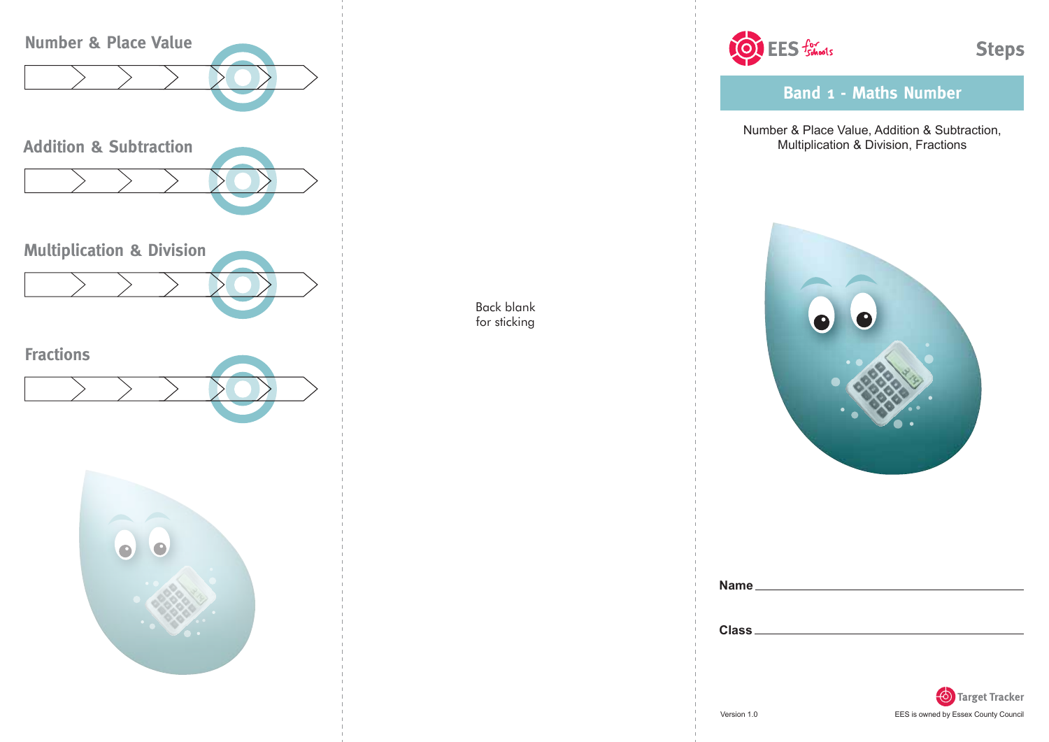## Number & Place Value

## Addition & Subtraction

## Multiplication & Division

## Fractions

Back blank
for sticking

EES for schools

Steps

# Band 1 - Maths Number

Number & Place Value, Addition & Subtraction,
Multiplication & Division, Fractions

**Name** ____________________

**Class** ____________________

Target Tracker

Version 1.0

EES is owned by Essex County Council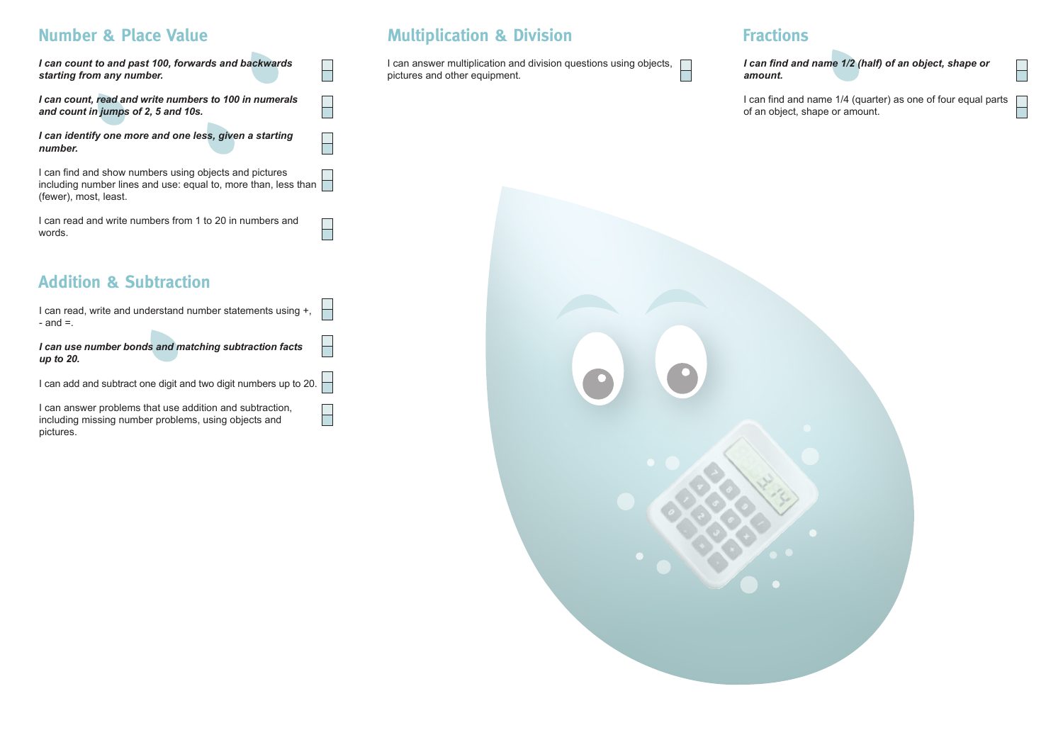## Number & Place Value

***I can count to and past 100, forwards and backwards starting from any number.***

***I can count, read and write numbers to 100 in numerals and count in jumps of 2, 5 and 10s.***

***I can identify one more and one less, given a starting number.***

I can find and show numbers using objects and pictures including number lines and use: equal to, more than, less than (fewer), most, least.

I can read and write numbers from 1 to 20 in numbers and words.

## Addition & Subtraction

I can read, write and understand number statements using +, - and =.

***I can use number bonds and matching subtraction facts up to 20.***

I can add and subtract one digit and two digit numbers up to 20.

I can answer problems that use addition and subtraction, including missing number problems, using objects and pictures.

## Multiplication & Division

I can answer multiplication and division questions using objects, pictures and other equipment.

## Fractions

***I can find and name 1/2 (half) of an object, shape or amount.***

I can find and name 1/4 (quarter) as one of four equal parts of an object, shape or amount.